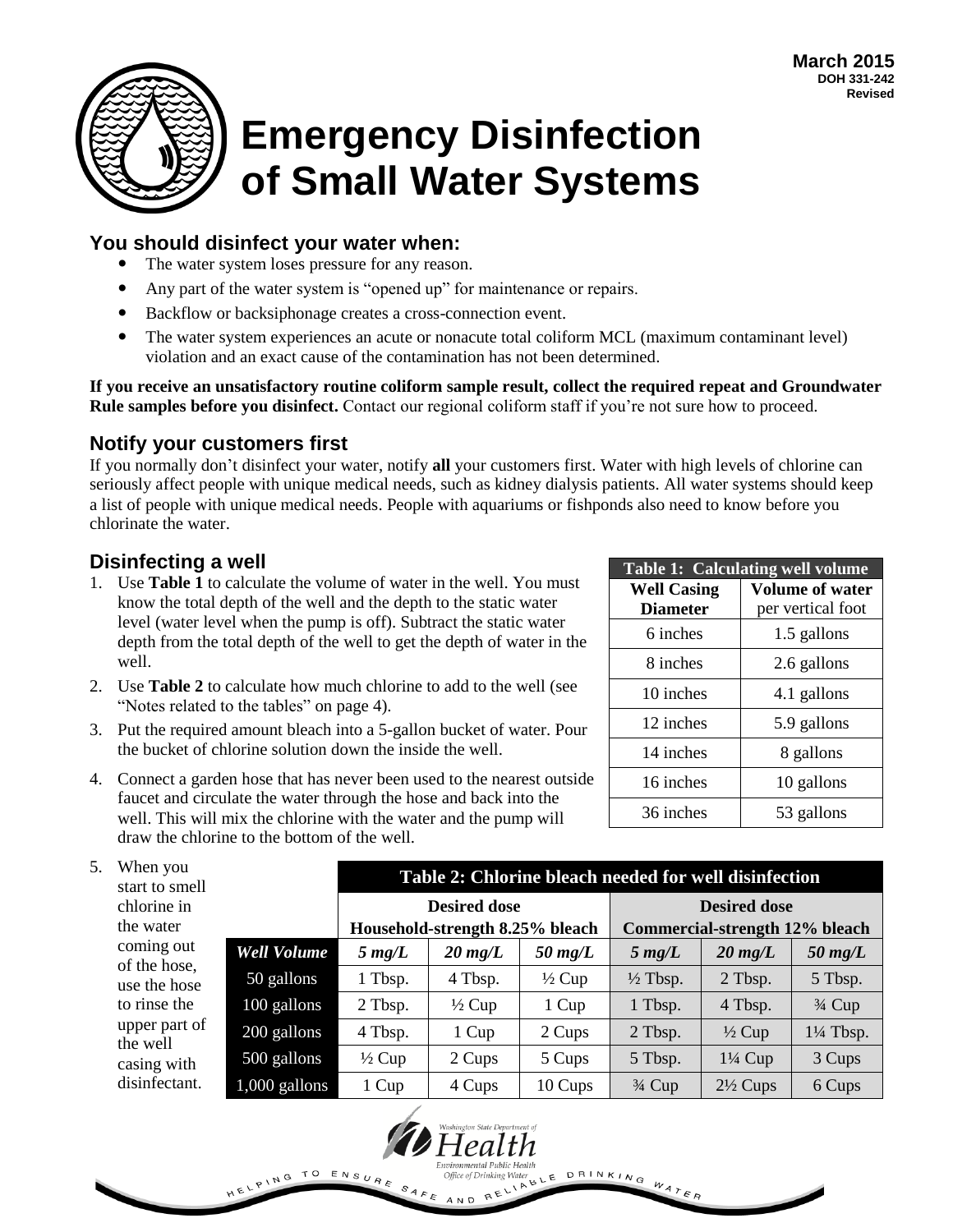March 2015
DOH 331-242
Revised

# Emergency Disinfection of Small Water Systems

## You should disinfect your water when:

- The water system loses pressure for any reason.
- Any part of the water system is "opened up" for maintenance or repairs.
- Backflow or backsiphonage creates a cross-connection event.
- The water system experiences an acute or nonacute total coliform MCL (maximum contaminant level) violation and an exact cause of the contamination has not been determined.

**If you receive an unsatisfactory routine coliform sample result, collect the required repeat and Groundwater Rule samples before you disinfect.** Contact our regional coliform staff if you're not sure how to proceed.

## Notify your customers first

If you normally don't disinfect your water, notify **all** your customers first. Water with high levels of chlorine can seriously affect people with unique medical needs, such as kidney dialysis patients. All water systems should keep a list of people with unique medical needs. People with aquariums or fishponds also need to know before you chlorinate the water.

## Disinfecting a well

1. Use **Table 1** to calculate the volume of water in the well. You must know the total depth of the well and the depth to the static water level (water level when the pump is off). Subtract the static water depth from the total depth of the well to get the depth of water in the well.
2. Use **Table 2** to calculate how much chlorine to add to the well (see "Notes related to the tables" on page 4).
3. Put the required amount bleach into a 5-gallon bucket of water. Pour the bucket of chlorine solution down the inside the well.
4. Connect a garden hose that has never been used to the nearest outside faucet and circulate the water through the hose and back into the well. This will mix the chlorine with the water and the pump will draw the chlorine to the bottom of the well.
5. When you start to smell chlorine in the water coming out of the hose, use the hose to rinse the upper part of the well casing with disinfectant.

**Table 1: Calculating well volume**

| **Well Casing Diameter** | **Volume of water** per vertical foot |
|---|---|
| 6 inches | 1.5 gallons |
| 8 inches | 2.6 gallons |
| 10 inches | 4.1 gallons |
| 12 inches | 5.9 gallons |
| 14 inches | 8 gallons |
| 16 inches | 10 gallons |
| 36 inches | 53 gallons |

**Table 2: Chlorine bleach needed for well disinfection**

| | **Desired dose Household-strength 8.25% bleach** | | | **Desired dose Commercial-strength 12% bleach** | | |
|---|---|---|---|---|---|---|
| ***Well Volume*** | ***5 mg/L*** | ***20 mg/L*** | ***50 mg/L*** | ***5 mg/L*** | ***20 mg/L*** | ***50 mg/L*** |
| 50 gallons | 1 Tbsp. | 4 Tbsp. | ½ Cup | ½ Tbsp. | 2 Tbsp. | 5 Tbsp. |
| 100 gallons | 2 Tbsp. | ½ Cup | 1 Cup | 1 Tbsp. | 4 Tbsp. | ¾ Cup |
| 200 gallons | 4 Tbsp. | 1 Cup | 2 Cups | 2 Tbsp. | ½ Cup | 1¼ Tbsp. |
| 500 gallons | ½ Cup | 2 Cups | 5 Cups | 5 Tbsp. | 1¼ Cup | 3 Cups |
| 1,000 gallons | 1 Cup | 4 Cups | 10 Cups | ¾ Cup | 2½ Cups | 6 Cups |

Washington State Department of Health
Environmental Public Health
Office of Drinking Water

HELPING TO ENSURE SAFE AND RELIABLE DRINKING WATER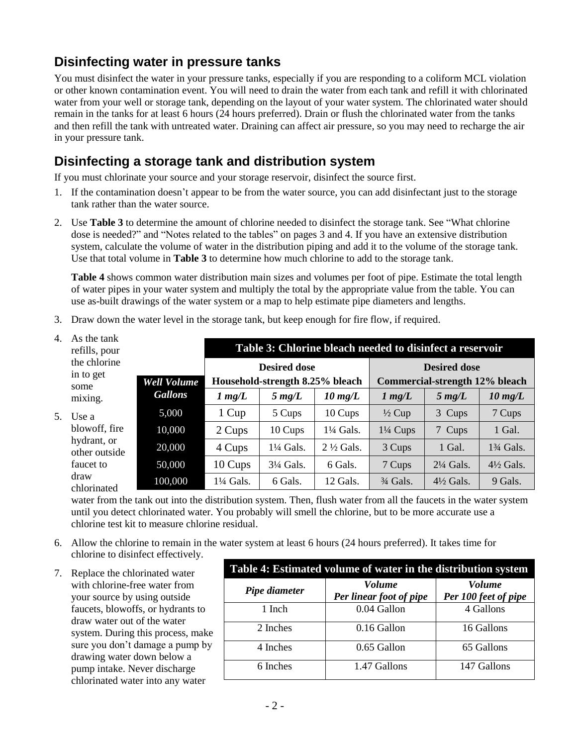## Disinfecting water in pressure tanks

You must disinfect the water in your pressure tanks, especially if you are responding to a coliform MCL violation or other known contamination event. You will need to drain the water from each tank and refill it with chlorinated water from your well or storage tank, depending on the layout of your water system. The chlorinated water should remain in the tanks for at least 6 hours (24 hours preferred). Drain or flush the chlorinated water from the tanks and then refill the tank with untreated water. Draining can affect air pressure, so you may need to recharge the air in your pressure tank.

## Disinfecting a storage tank and distribution system

If you must chlorinate your source and your storage reservoir, disinfect the source first.

1. If the contamination doesn't appear to be from the water source, you can add disinfectant just to the storage tank rather than the water source.
2. Use **Table 3** to determine the amount of chlorine needed to disinfect the storage tank. See "What chlorine dose is needed?" and "Notes related to the tables" on pages 3 and 4. If you have an extensive distribution system, calculate the volume of water in the distribution piping and add it to the volume of the storage tank. Use that total volume in **Table 3** to determine how much chlorine to add to the storage tank.

   **Table 4** shows common water distribution main sizes and volumes per foot of pipe. Estimate the total length of water pipes in your water system and multiply the total by the appropriate value from the table. You can use as-built drawings of the water system or a map to help estimate pipe diameters and lengths.
3. Draw down the water level in the storage tank, but keep enough for fire flow, if required.
4. As the tank refills, pour the chlorine in to get some mixing.
5. Use a blowoff, fire hydrant, or other outside faucet to draw chlorinated water from the tank out into the distribution system. Then, flush water from all the faucets in the water system until you detect chlorinated water. You probably will smell the chlorine, but to be more accurate use a chlorine test kit to measure chlorine residual.
6. Allow the chlorine to remain in the water system at least 6 hours (24 hours preferred). It takes time for chlorine to disinfect effectively.
7. Replace the chlorinated water with chlorine-free water from your source by using outside faucets, blowoffs, or hydrants to draw water out of the water system. During this process, make sure you don't damage a pump by drawing water down below a pump intake. Never discharge chlorinated water into any water

**Table 3: Chlorine bleach needed to disinfect a reservoir**

| | Desired dose Household-strength 8.25% bleach | | | Desired dose Commercial-strength 12% bleach | | |
|---|---|---|---|---|---|---|
| ***Well Volume Gallons*** | ***1 mg/L*** | ***5 mg/L*** | ***10 mg/L*** | ***1 mg/L*** | ***5 mg/L*** | ***10 mg/L*** |
| 5,000 | 1 Cup | 5 Cups | 10 Cups | ½ Cup | 3 Cups | 7 Cups |
| 10,000 | 2 Cups | 10 Cups | 1¼ Gals. | 1¼ Cups | 7 Cups | 1 Gal. |
| 20,000 | 4 Cups | 1¼ Gals. | 2 ½ Gals. | 3 Cups | 1 Gal. | 1¾ Gals. |
| 50,000 | 10 Cups | 3¼ Gals. | 6 Gals. | 7 Cups | 2¼ Gals. | 4½ Gals. |
| 100,000 | 1¼ Gals. | 6 Gals. | 12 Gals. | ¾ Gals. | 4½ Gals. | 9 Gals. |

**Table 4: Estimated volume of water in the distribution system**

| *Pipe diameter* | *Volume Per linear foot of pipe* | *Volume Per 100 feet of pipe* |
|---|---|---|
| 1 Inch | 0.04 Gallon | 4 Gallons |
| 2 Inches | 0.16 Gallon | 16 Gallons |
| 4 Inches | 0.65 Gallon | 65 Gallons |
| 6 Inches | 1.47 Gallons | 147 Gallons |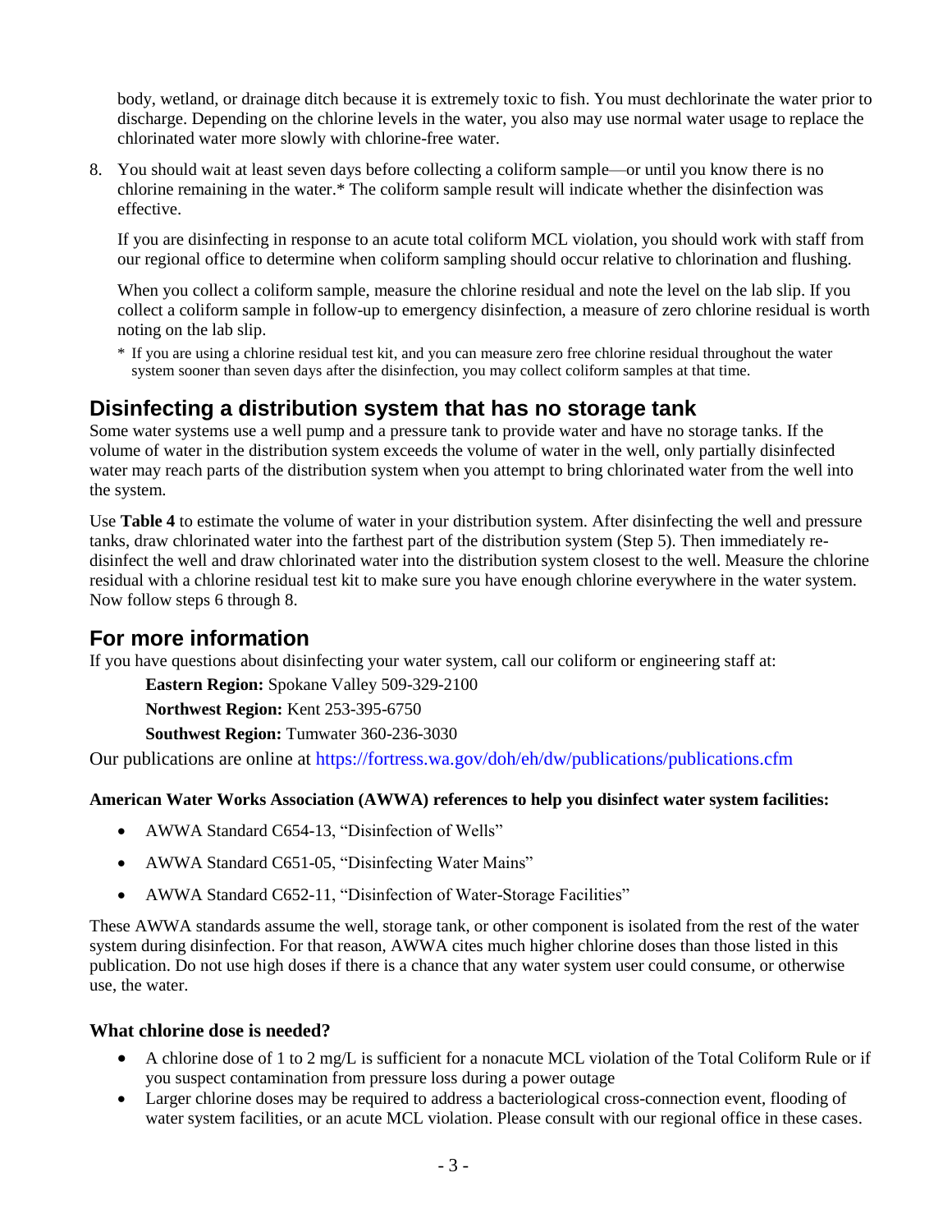body, wetland, or drainage ditch because it is extremely toxic to fish. You must dechlorinate the water prior to discharge. Depending on the chlorine levels in the water, you also may use normal water usage to replace the chlorinated water more slowly with chlorine-free water.

8. You should wait at least seven days before collecting a coliform sample—or until you know there is no chlorine remaining in the water.* The coliform sample result will indicate whether the disinfection was effective.

   If you are disinfecting in response to an acute total coliform MCL violation, you should work with staff from our regional office to determine when coliform sampling should occur relative to chlorination and flushing.

   When you collect a coliform sample, measure the chlorine residual and note the level on the lab slip. If you collect a coliform sample in follow-up to emergency disinfection, a measure of zero chlorine residual is worth noting on the lab slip.

   \* If you are using a chlorine residual test kit, and you can measure zero free chlorine residual throughout the water system sooner than seven days after the disinfection, you may collect coliform samples at that time.

## Disinfecting a distribution system that has no storage tank

Some water systems use a well pump and a pressure tank to provide water and have no storage tanks. If the volume of water in the distribution system exceeds the volume of water in the well, only partially disinfected water may reach parts of the distribution system when you attempt to bring chlorinated water from the well into the system.

Use **Table 4** to estimate the volume of water in your distribution system. After disinfecting the well and pressure tanks, draw chlorinated water into the farthest part of the distribution system (Step 5). Then immediately re-disinfect the well and draw chlorinated water into the distribution system closest to the well. Measure the chlorine residual with a chlorine residual test kit to make sure you have enough chlorine everywhere in the water system. Now follow steps 6 through 8.

## For more information

If you have questions about disinfecting your water system, call our coliform or engineering staff at:

**Eastern Region:** Spokane Valley 509-329-2100

**Northwest Region:** Kent 253-395-6750

**Southwest Region:** Tumwater 360-236-3030

Our publications are online at https://fortress.wa.gov/doh/eh/dw/publications/publications.cfm

**American Water Works Association (AWWA) references to help you disinfect water system facilities:**

- AWWA Standard C654-13, "Disinfection of Wells"
- AWWA Standard C651-05, "Disinfecting Water Mains"
- AWWA Standard C652-11, "Disinfection of Water-Storage Facilities"

These AWWA standards assume the well, storage tank, or other component is isolated from the rest of the water system during disinfection. For that reason, AWWA cites much higher chlorine doses than those listed in this publication. Do not use high doses if there is a chance that any water system user could consume, or otherwise use, the water.

**What chlorine dose is needed?**

- A chlorine dose of 1 to 2 mg/L is sufficient for a nonacute MCL violation of the Total Coliform Rule or if you suspect contamination from pressure loss during a power outage
- Larger chlorine doses may be required to address a bacteriological cross-connection event, flooding of water system facilities, or an acute MCL violation. Please consult with our regional office in these cases.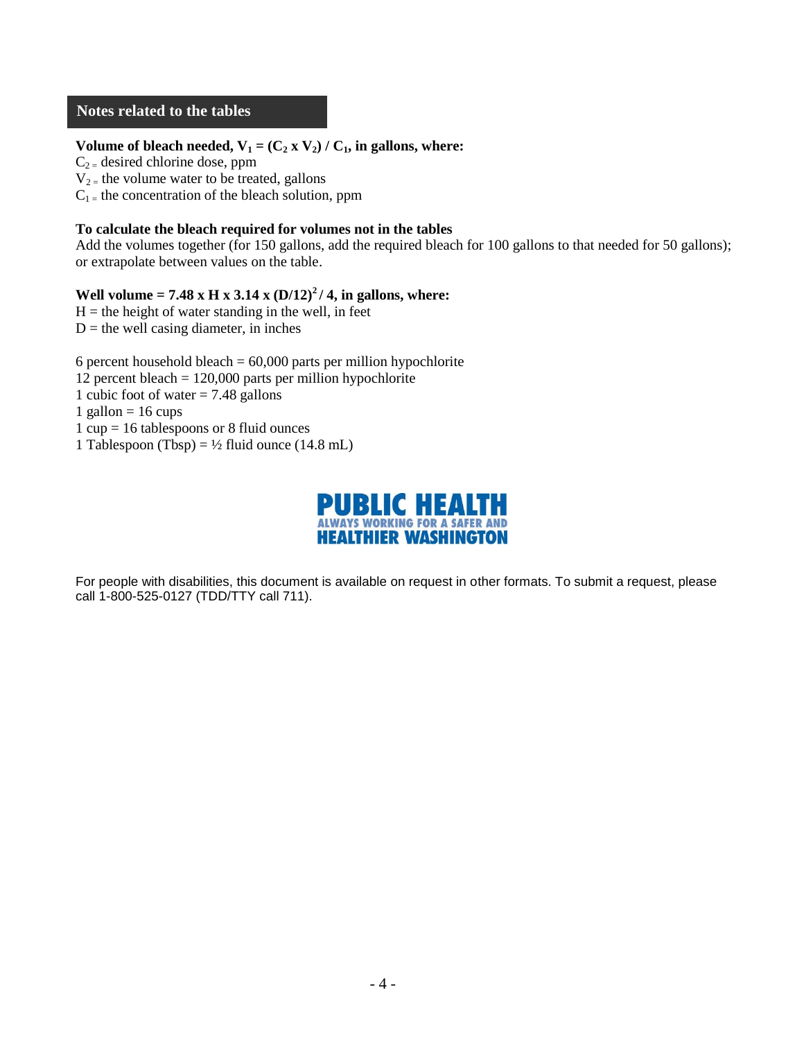## Notes related to the tables

**Volume of bleach needed, $V_1 = (C_2 \times V_2) / C_1$, in gallons, where:**

$C_2 =$ desired chlorine dose, ppm
$V_2 =$ the volume water to be treated, gallons
$C_1 =$ the concentration of the bleach solution, ppm

**To calculate the bleach required for volumes not in the tables**

Add the volumes together (for 150 gallons, add the required bleach for 100 gallons to that needed for 50 gallons); or extrapolate between values on the table.

**Well volume = $7.48 \times H \times 3.14 \times (D/12)^2 / 4$, in gallons, where:**

H = the height of water standing in the well, in feet
D = the well casing diameter, in inches

6 percent household bleach = 60,000 parts per million hypochlorite
12 percent bleach = 120,000 parts per million hypochlorite
1 cubic foot of water = 7.48 gallons
1 gallon = 16 cups
1 cup = 16 tablespoons or 8 fluid ounces
1 Tablespoon (Tbsp) = ½ fluid ounce (14.8 mL)

**PUBLIC HEALTH**
ALWAYS WORKING FOR A SAFER AND
**HEALTHIER WASHINGTON**

For people with disabilities, this document is available on request in other formats. To submit a request, please call 1-800-525-0127 (TDD/TTY call 711).